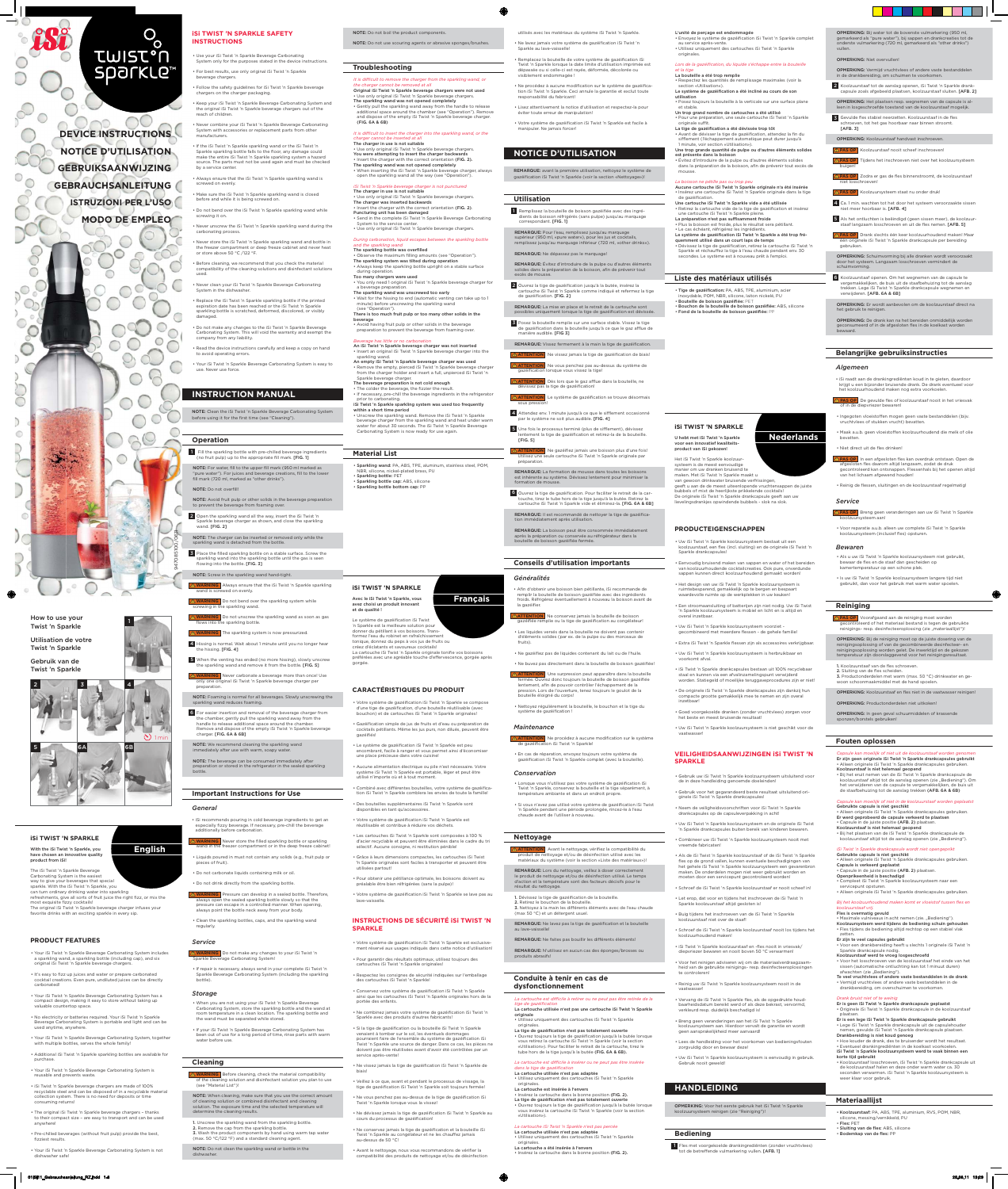# iSi twist'n sparkle™

DEVICE INSTRUCTIONS
NOTICE D'UTILISATION
GEBRUIKSAANWIJZING
GEBRAUCHSANLEITUNG
ISTRUZIONI PER L'USO
MODO DE EMPLEO

How to use your Twist 'n Sparkle
Utilisation de votre Twist 'n Sparkle
Gebruik van de Twist 'n Sparkle

## iSi TWIST 'N SPARKLE — English

**With the iSi Twist 'n Sparkle, you have chosen an innovative quality product from iSi!**

The iSi Twist 'n Sparkle Beverage Carbonating System is the easiest way to give your beverages that special sparkle. With the iSi Twist 'n Sparkle, you can turn ordinary drinking water into sparkling refreshments, give all sorts of fruit juice the right fizz, or mix the most exquisite fizzy cocktails! The original iSi Twist 'n Sparkle beverage charger infuses your favorite drinks with an exciting sparkle in every sip.

### PRODUCT FEATURES

- Your iSi Twist 'n Sparkle Beverage Carbonating System includes a sparkling wand, a sparkling bottle (including cap), and six original iSi Twist 'n Sparkle beverage chargers.
- It's easy to fizz up juices and water or prepare carbonated cocktail creations. Even pure, undiluted juices can be directly carbonated!
- Your iSi Twist 'n Sparkle Beverage Carbonating System has a compact design, making it easy to store without taking up valuable countertop space.
- No electricity or batteries required. Your iSi Twist 'n Sparkle Beverage Carbonating System is portable and light and can be used anytime, anywhere.
- Your iSi Twist 'n Sparkle Beverage Carbonating System, together with multiple bottles, serves the whole family!
- Additional iSi Twist 'n Sparkle sparkling bottles are available for purchase.
- Your iSi Twist 'n Sparkle Beverage Carbonating System is reusable and prevents waste.
- iSi Twist 'n Sparkle beverage chargers are made of 100% recyclable steel and can be disposed of in a recyclable material collection system. There is no need for deposits or time consuming returns!
- The original iSi Twist 'n Sparkle beverage chargers – thanks to their compact size – are easy to transport and can be used anywhere!
- Pre-chilled beverages (without fruit pulp) provide the best, fizziest results.
- Your iSi Twist 'n Sparkle Beverage Carbonating System is not dishwasher safe!

### iSi TWIST 'N SPARKLE SAFETY INSTRUCTIONS

- Use your iSi Twist 'n Sparkle Beverage Carbonating System only for the purposes stated in the device instructions.
- For best results, use only original iSi Twist 'n Sparkle beverage chargers.
- Follow the safety guidelines for iSi Twist 'n Sparkle beverage chargers on the charger packaging.
- Keep your iSi Twist 'n Sparkle Beverage Carbonating System and the original iSi Twist 'n Sparkle beverage chargers out of the reach of children.
- Never combine your iSi Twist 'n Sparkle Beverage Carbonating System with accessories or replacement parts from other manufacturers.
- If the iSi Twist 'n Sparkle sparkling wand or the iSi Twist 'n Sparkle sparkling bottle falls to the floor, any damage could make the entire iSi Twist 'n Sparkle system a hazard source. The parts must not be used again and must be checked by a service center.
- Always ensure that the iSi Twist 'n Sparkle sparkling wand is screwed on evenly.
- Make sure the iSi Twist 'n Sparkle sparkling wand is closed before and while it is being screwed on.
- Do not bend over the iSi Twist 'n Sparkle sparkling wand while screwing it on.
- Never unscrew the iSi Twist 'n Sparkle sparkling wand during the carbonating process.
- Never store the iSi Twist 'n Sparkle sparkling wand and bottle in the freezer compartment or deep freeze cabinet and never heat or store above 50 °C / 122 °F.
- Before cleaning, we recommend that you check the material compatibility of the cleaning solutions and disinfectant solutions used.
- Never clean your iSi Twist 'n Sparkle Beverage Carbonating System in the dishwasher.
- Replace the iSi Twist 'n Sparkle sparkling bottle if the printed expiration date has been reached or the iSi Twist 'n Sparkle sparkling bottle is scratched, discolored, or visibly damaged.
- Do not make any changes to the iSi Twist 'n Sparkle Beverage Carbonating System. This will void the warranty and exempt the company from any liability.
- Read the device instructions carefully and keep a copy on hand to avoid operating errors.
- Your iSi Twist 'n Sparkle Beverage Carbonating System is easy to use. Never use force.

## INSTRUCTION MANUAL

**NOTE:** Clean the iSi Twist 'n Sparkle Beverage Carbonating System before using it for the first time (see "Cleaning").

### Operation

1. Fill the sparkling bottle with pre-chilled beverage ingredients (no fruit pulp) up to the appropriate fill mark. [FIG. 1]

**NOTE:** For water, fill to the upper fill mark (950 ml marked as "pure water"). For juices and beverage creations, fill to the lower fill mark (720 ml, marked as "other drinks").

**NOTE:** Do not overfill!

**NOTE:** Avoid fruit pulp or other solids in the beverage preparation to prevent the beverage from foaming over.

2. Open the sparkling wand all the way, insert the iSi Twist 'n Sparkle beverage charger as shown, and close the sparkling wand. [FIG. 2]

**NOTE:** The charger can be inserted or removed only while the sparkling wand is detached from the bottle.

3. Place the filled sparkling bottle on a stable surface. Screw the sparkling wand into the sparkling bottle until the gas is seen flowing into the bottle. [FIG. 3]

**NOTE:** Screw in the sparkling wand hand-tight.

**WARNING** Always ensure that the iSi Twist 'n Sparkle sparkling wand is screwed on evenly.

**WARNING** Do not bend over the sparkling system while screwing in the sparkling wand.

**WARNING** Do not unscrew the sparkling wand as soon as gas flows into the sparkling bottle.

**WARNING** The sparkling system is now pressurized.

4. Hissing is normal. Wait about 1 minute until you no longer hear the hissing. [FIG. 4]
5. When the venting has ended (no more hissing), slowly unscrew the sparkling wand and remove it from the bottle. [FIG. 5]

**WARNING** Never carbonate a beverage more than once! Use only one original iSi Twist 'n Sparkle beverage charger per preparation.

**NOTE:** Foaming is normal for all beverages. Slowly unscrewing the sparkling wand reduces foaming.

6. For easier insertion and removal of the beverage charger from the chamber, gently pull the sparkling wand away from the handle to release additional space around the chamber. Remove and dispose of the empty iSi Twist 'n Sparkle beverage charger. [FIG. 6A & 6B]

**NOTE:** We recommend cleaning the sparkling wand immediately after use with warm, soapy water.

**NOTE:** The beverage can be consumed immediately after preparation or stored in the refrigerator in the sealed sparkling bottle.

### Important Instructions for Use

#### General

- iSi recommends pouring in cold beverage ingredients to get an especially fizzy beverage. If necessary, pre-chill the beverage additionally before carbonation.

**WARNING** Never store the filled sparkling bottle or sparkling wand in the freezer compartment or in the deep freeze cabinet!

- Liquids poured in must not contain any solids (e.g., fruit pulp or pieces of fruit).
- Do not carbonate liquids containing milk or oil.
- Do not drink directly from the sparkling bottle.

**WARNING** Pressure can develop in a sealed bottle. Therefore, always open the sealed sparkling bottle slowly so that the pressure can escape in a controlled manner. When opening, always point the bottle neck away from your body.

- Clean the sparkling bottles, caps, and the sparkling wand regularly.

#### Service

**WARNING** Do not make any changes to your iSi Twist 'n Sparkle Beverage Carbonating System!

- If repair is necessary, always send in your complete iSi Twist 'n Sparkle Beverage Carbonating System (including the sparkling bottle).

#### Storage

- When you are not using your iSi Twist 'n Sparkle Beverage Carbonating System, store the sparkling bottle and the wand at room temperature in a clean location. The sparkling bottle and the wand must be separated while stored.
- If your iSi Twist 'n Sparkle Beverage Carbonating System has been out of use for a long period of time, rinse parts with warm water before use.

### Cleaning

**WARNING** Before cleaning, check the material compatibility of the cleaning solution and disinfection solution you plan to use (see "Material List")!

**NOTE:** When cleaning, make sure that you use the correct amount of cleaning solution or combined disinfectant and cleaning solution. The exposure time and the selected temperature will determine the cleaning results.

1. Unscrew the sparkling wand from the sparkling bottle.
2. Remove the cap from the sparkling bottle.
3. Wash the product components by hand using warm tap water (max. 50 °C/122 °F) and a standard cleaning agent.

**NOTE:** Do not clean the sparkling wand or bottle in the dishwasher.

**NOTE:** Do not boil the product components.

**NOTE:** Do not use scouring agents or abrasive sponges/brushes.

### Troubleshooting

*It is difficult to remove the charger from the sparkling wand, or the charger cannot be removed at all*

**Original iSi Twist 'n Sparkle beverage chargers were not used**
- Use only original iSi Twist 'n Sparkle beverage chargers.

**The sparkling wand was not opened completely**
- Gently pull the sparkling wand away from the handle to release additional space around the chamber (see "Operation"). Remove and dispose of the empty iSi Twist 'n Sparkle beverage charger. (FIG. 6A & 6B)

*It is difficult to insert the charger into the sparkling wand, or the charger cannot be inserted at all*

**The charger in use is not suitable**
- Use only original iSi Twist 'n Sparkle beverage chargers.

**You were attempting to insert the charger backwards**
- Insert the charger with the correct orientation (FIG. 2).

**The sparkling wand was not opened completely**
- When inserting the iSi Twist 'n Sparkle beverage charger, always open the sparkling wand all the way (see "Operation").

*iSi Twist 'n Sparkle beverage charger is not punctured*

**The charger in use is not suitable**
- Use only original iSi Twist 'n Sparkle beverage chargers.

**The charger was inserted backwards**
- Insert the charger with the correct orientation (FIG. 2).

**Puncturing unit has been damaged**
- Send in the complete iSi Twist 'n Sparkle Beverage Carbonating System to the service center.
- Use only original iSi Twist 'n Sparkle beverage chargers.

*During carbonation, liquid escapes between the sparkling bottle and the sparkling wand*

**The sparkling bottle was overfilled**
- Observe the maximum filling amounts (see "Operation").

**The sparkling bottle was tilted during operation**
- Always keep the sparkling bottle upright on a stable surface during operation.

**Too many chargers were used**
- You only need 1 original iSi Twist 'n Sparkle beverage charger for a beverage preparation

**The sparkling wand was unscrewed too early**
- Wait for the hissing to end (automatic venting can take up to 1 minute) before unscrewing the sparkling wand (see "Operation").

**There is too much fruit pulp or too many other solids in the beverage**
- Avoid having fruit pulp or other solids in the beverage preparation to prevent the beverage from foaming over.

*Beverage has little or no carbonation*

**An iSi Twist 'n Sparkle beverage charger was not inserted**
- Insert an original iSi Twist 'n Sparkle beverage charger into the sparkling wand.

**An empty iSi Twist 'n Sparkle beverage charger was used**
- Remove the empty, pierced iSi Twist 'n Sparkle beverage charger from the charger holder and insert a full, unpierced iSi Twist 'n Sparkle beverage charger.

**The beverage preparation is not cold enough**
- The colder the beverage, the fizzier the result.
- If necessary, pre-chill the beverage ingredients in the refrigerator prior to carbonating.

**iSi Twist 'n Sparkle sparkling system was used too frequently within a short time period**
- Unscrew the sparkling wand. Remove the iSi Twist 'n Sparkle beverage charger from the sparkling wand and heat under warm water for about 30 seconds. The iSi Twist 'n Sparkle Beverage Carbonating System is now ready for use again.

### Material List

- **Sparkling wand:** PA, ABS, TPE, aluminum, stainless steel, POM, NBR, silicone, nickel-plated brass, PU
- **Sparkling bottle:** PET
- **Sparkling bottle cap:** ABS, silicone
- **Sparkling bottle bottom cap:** PP

## iSi TWIST 'N SPARKLE — Français

**Avec le iSi Twist 'n Sparkle, vous avez choisi un produit innovant et de qualité !**

Le système de gazéification iSi Twist 'n Sparkle est la meilleure solution pour donner du pétillant à vos boissons. Transformez l'eau du robinet en rafraîchissements tonique, donnez du peps à vos jus de fruits ou créez d'éclatants et savoureux cocktails! La cartouche iSi Twist 'n Sparkle originale tonifie vos boissons préférées avec une agréable touche effervescence, gorgée après gorgée.

### CARACTÉRISTIQUES DU PRODUIT

- Votre système de gazéification iSi Twist 'n Sparkle se compose d'une tige de gazéification, d'une bouteille réutilisable (avec bouchon) et de cartouches iSi Twist 'n Sparkle originales.
- Gazéification simple de jus de fruits et d'eau ou préparation de cocktails pétillants. Même les jus purs, non dilués, peuvent être gazéifiés!
- Le système de gazéification iSi Twist 'n Sparkle est peu encombrant, facile à ranger et vous permet ainsi d'économiser une place précieuse dans votre cuisine!
- Aucune alimentation électrique ou pile n'est nécessaire. Votre système iSi Twist 'n Sparkle est portable, léger et peut être utilisé n'importe où et à tout moment.
- Combiné avec différentes bouteilles, votre système de gazéification iSi Twist 'n Sparkle comblera les envies de toute la famille!
- Des bouteilles supplémentaires iSi Twist 'n Sparkle sont disponibles en tant qu'accessoires.
- Votre système de gazéification iSi Twist 'n Sparkle est réutilisable et contribue à réduire vos déchets.
- Les cartouches iSi Twist 'n Sparkle sont composées à 100 % d'acier recyclable et peuvent être éliminées dans le cadre du tri sélectif. Aucune consigne, ni restitution pénible!
- Grâce à leurs dimensions compactes, les cartouches iSi Twist 'n Sparkle originales sont faciles à transporter et peuvent être utilisées partout!
- Pour obtenir une pétillance optimale, les boissons doivent au préalable être bien réfrigérées (sans la pulpe)!
- Votre système de gazéification iSi Twist 'n Sparkle se lave pas au lave-vaisselle.

### INSTRUCTIONS DE SÉCURITÉ iSi TWIST 'N SPARKLE

- Votre système de gazéification iSi Twist 'n Sparkle est exclusivement réservé aux usages indiqués dans cette notice d'utilisation!
- Pour garantir des résultats optimaux, utilisez toujours des cartouches iSi Twist 'n Sparkle originales!
- Respectez les consignes de sécurité indiquées sur l'emballage des cartouches iSi Twist 'n Sparkle!
- Conservez votre système de gazéification iSi Twist 'n Sparkle ainsi que les cartouches iSi Twist 'n Sparkle originales hors de la portée des enfants.
- Ne combinez jamais votre système de gazéification iSi Twist 'n Sparkle avec des produits d'autres fabricants!
- Si la tige de gazéification ou la bouteille iSi Twist 'n Sparkle venaient à tomber sur le sol, les éventuels dommages pourraient faire de l'ensemble du système de gazéification iSi Twist 'n Sparkle une source de danger. Dans ce cas, les pièces ne doivent plus être réutilisées avant d'avoir été contrôlées par un service après-vente!
- Ne vissez jamais la tige de gazéification iSi Twist 'n Sparkle de biais!
- Veillez à ce que, avant et pendant le processus de vissage, la tige de gazéification iSi Twist 'n Sparkle soit toujours fermée.
- Ne vous penchez pas au-dessus de la tige de gazéification iSi Twist 'n Sparkle lorsque vous la vissez.
- Ne dévissez jamais la tige de gazéification iSi Twist 'n Sparkle au cours du processus de gazéification!
- Ne conservez jamais la tige de gazéification et la bouteille iSi Twist 'n Sparkle au congélateur et ne les chauffez jamais au-dessus de 50 °C!
- Avant le nettoyage, nous vous recommandons de vérifier la compatibilité des produits de nettoyage et/ou de désinfection utilisés avec les matériaux du système iSi Twist 'n Sparkle.
- Ne lavez jamais votre système de gazéification iSi Twist 'n Sparkle au lave-vaisselle!
- Remplacez la bouteille de votre système de gazéification iSi Twist 'n Sparkle lorsque la date limite d'utilisation imprimée est dépassée ou si celle-ci est rayée, déformée, décolorée ou visiblement endommagée!
- Ne procédez à aucune modification sur le système de gazéification iSi Twist 'n Sparkle. Ceci annule la garantie et exclut toute responsabilité du fabricant!
- Lisez attentivement la notice d'utilisation et respectez-la pour éviter toute erreur de manipulation!
- Votre système de gazéification iSi Twist 'n Sparkle est facile à manipuler. Ne jamais forcer!

## NOTICE D'UTILISATION

**REMARQUE:** avant la première utilisation, nettoyez le système de gazéification iSi Twist 'n Sparkle (voir la section «Nettoyage»)!

### Utilisation

1. Remplissez la bouteille de boisson gazéifiée avec des ingrédients de boisson réfrigérés (sans pulpe) jusqu'au marquage correspondant. [FIG. 1]

**REMARQUE:** Pour l'eau, remplissez jusqu'au marquage supérieur (950 ml, «pure water»), pour les jus et cocktails, remplissez jusqu'au marquage inférieur (720 ml, «other drinks»).

**REMARQUE:** Ne dépassez pas le marquage!

**REMARQUE:** Évitez d'introduire de la pulpe ou d'autres éléments solides dans la préparation, afin de prévenir tout excès de mousse.

2. Ouvrez la tige de gazéification jusqu'à la butée, insérez la cartouche iSi Twist 'n Sparkle comme indiqué et refermez la tige de gazéification. [FIG. 2]

**REMARQUE:** La mise en place et le retrait de la cartouche sont possibles uniquement lorsque la tige de gazéification est dévissée.

3. Posez la bouteille remplie sur une surface stable. Vissez la tige de gazéification dans la bouteille jusqu'à ce que le gaz afflue de manière audible. [FIG. 3]

**REMARQUE:** Vissez fermement à la main la tige de gazéification.

**ATTENTION** Ne vissez jamais la tige de gazéification de biais!

**ATTENTION** Ne vous penchez pas au-dessus du système de gazéification lorsque vous vissez la tige!

**ATTENTION** Dès lors que le gaz afflue dans la bouteille, ne dévissez pas la tige de gazéification!

**ATTENTION** Le système de gazéification se trouve désormais sous pression!

4. Attendez env. 1 minute jusqu'à ce que le sifflement occasionné par le système ne soit plus audible. [FIG. 4]
5. Une fois le processus terminé (plus de sifflement), dévissez lentement la tige de gazéification et retirez-la de la bouteille. [FIG. 5]

**ATTENTION** Ne gazéifiez jamais une boisson plus d'une fois! Utilisez une seule cartouche iSi Twist 'n Sparkle originale par préparation.

**REMARQUE:** La formation de mousse dans toutes les boissons est inhérente au système. Dévissez lentement pour minimiser la formation de mousse.

6. Ouvrez la tige de gazéification. Pour faciliter le retrait de la cartouche, tirez le tube hors de la tige à partir de la poignée. Retirez la cartouche iSi Twist 'n Sparkle vide et éliminez-la. [FIG. 6A & 6B]

**REMARQUE:** Il est recommandé de nettoyer la tige de gazéification immédiatement après utilisation.

**REMARQUE:** La boisson peut être consommée immédiatement après la préparation ou conservée au réfrigérateur dans la bouteille de boisson gazéifiée fermée.

### Conseils d'utilisation importants

#### Généralités

- Afin d'obtenir une boisson bien pétillante, iSi recommande de remplir la bouteille de boisson gazéifiée avec des ingrédients froids. Réfrigérez éventuellement à nouveau la boisson avant de la gazéifier.

**ATTENTION** Ne conservez jamais la bouteille de boisson gazéifiée remplie ou la tige de gazéification au congélateur!

- Les liquides versés dans la bouteille ne doivent pas contenir d'éléments solides (par ex. de la pulpe ou des morceaux de fruits).
- Ne gazéifiez pas de liquides contenant du lait ou de l'huile.
- Ne buvez pas directement dans la bouteille de boisson gazéifiée!

**ATTENTION** Une surpression peut apparaître dans la bouteille fermée. Ouvrez donc toujours la bouteille de boisson gazéifiée lentement, afin de pouvoir contrôler l'échappement de la pression. Lors de l'ouverture, tenez toujours le goulot de la bouteille éloigné du corps!

- Nettoyez régulièrement la bouteille, le bouchon et la tige du système de gazéification!

#### Maintenance

**ATTENTION** Ne procédez à aucune modification sur le système de gazéification iSi Twist 'n Sparkle!

- En cas de réparation, envoyez toujours votre système de gazéification iSi Twist 'n Sparkle complet (avec la bouteille).

#### Conservation

- Lorsque vous n'utilisez pas votre système de gazéification iSi Twist 'n Sparkle, conservez la bouteille et la tige séparément, à température ambiante et dans un endroit propre.
- Si vous n'avez pas utilisé votre système de gazéification iSi Twist 'n Sparkle pendant une période prolongée, rincez-le à l'eau chaude avant de l'utiliser à nouveau.

### Nettoyage

**ATTENTION** Avant le nettoyage, vérifiez la compatibilité du produit de nettoyage et/ou de désinfection utilisé avec les matériaux du système (voir la section «Liste des matériaux»)!

**REMARQUE:** Lors du nettoyage, veillez à doser correctement le produit de nettoyage et/ou de désinfection. La durée d'action et la température sont des facteurs décisifs pour le résultat du nettoyage.

1. Dévissez la tige de gazéification de la bouteille.
2. Retirez le bouchon de la bouteille.
3. Nettoyez à la main les différents éléments avec de l'eau chaude (max 50 °C) et un détergent usuel.

**REMARQUE:** Ne lavez pas la tige de gazéification et la bouteille au lave-vaisselle!

**REMARQUE:** Ne faites pas bouillir les différents éléments!

**REMARQUE:** N'utilisez en aucun cas des éponges/brosses ou produits abrasifs!

### Conduite à tenir en cas de dysfonctionnement

*La cartouche est difficile à retirer ou ne peut pas être retirée de la tige de gazéification*

**La cartouche utilisée n'est pas une cartouche iSi Twist 'n Sparkle originale**
- Utilisez uniquement des cartouches iSi Twist 'n Sparkle originales.

**La tige de gazéification n'est pas totalement ouverte**
- Ouvrez toujours la tige de gazéification jusqu'à la butée lorsque vous retirez la cartouche iSi Twist 'n Sparkle (voir la section «Utilisation»). Pour faciliter le retrait de la cartouche, tirez le tube hors de la tige à partir de la poignée. (FIG. 6A & 6B)

*La cartouche est difficile à insérer ou ne peut pas être insérée dans la tige de gazéification*

**La cartouche utilisée n'est pas adaptée**
- Utilisez uniquement des cartouches iSi Twist 'n Sparkle originales.

**La cartouche a été insérée à l'envers**
- Insérez la cartouche dans la bonne position (FIG. 2).

**La tige de gazéification n'est pas totalement ouverte**
- Ouvrez toujours la tige de gazéification jusqu'à la butée lorsque vous insérez la cartouche iSi Twist 'n Sparkle (voir la section «Utilisation»).

*La cartouche iSi Twist 'n Sparkle n'est pas percée*

**La cartouche utilisée n'est pas adaptée**
- Utilisez uniquement des cartouches iSi Twist 'n Sparkle originales.

**La cartouche a été insérée à l'envers**
- Insérez la cartouche dans la bonne position (FIG. 2).

**L'unité de perçage est endommagée**
- Envoyez le système de gazéification iSi Twist 'n Sparkle complet au service après-vente.
- Utilisez uniquement des cartouches iSi Twist 'n Sparkle originales.

*Lors de la gazéification, du liquide s'échappe entre la bouteille et la tige*

**La bouteille a été trop remplie**
- Respectez les quantités de remplissage maximales (voir la section «Utilisation»).

**Le système de gazéification a été incliné au cours de son utilisation**
- Posez toujours la bouteille à la verticale sur une surface plane et stable.

**Un trop grand nombre de cartouches a été utilisé**
- Pour une préparation, une seule cartouche iSi Twist 'n Sparkle originale suffit.

**La tige de gazéification a été dévissée trop tôt**
- Avant de dévisser la tige de gazéification, attendez la fin du sifflement (l'échappement automatique peut durer jusqu'à 1 minute, voir section «Utilisation»).

**Une trop grande quantité de pulpe ou d'autres éléments solides est présente dans la boisson**
- Évitez d'introduire de la pulpe ou d'autres éléments solides dans la préparation de la boisson, afin de prévenir tout excès de mousse.

*La boisson ne pétille pas ou trop peu*

**Aucune cartouche iSi Twist 'n Sparkle originale n'a été insérée**
- Insérez une cartouche iSi Twist 'n Sparkle originale dans la tige de gazéification.

**Une cartouche iSi Twist 'n Sparkle vide a été utilisée**
- Retirez la cartouche vide de la tige de gazéification et insérez une cartouche iSi Twist 'n Sparkle pleine.

**La préparation n'est pas suffisamment froide**
- Plus la boisson est froide, plus le résultat sera pétillant.
- Le cas échéant, réfrigérez les ingrédients.

**Le système de gazéification iSi Twist 'n Sparkle a été trop fréquemment utilisé dans un court laps de temps**
- Dévissez la tige de gazéification, retirez la cartouche iSi Twist 'n Sparkle et réchauffez la tige à l'eau chaude pendant env. 30 secondes. Le système est à nouveau prêt à l'emploi.

### Liste des matériaux utilisés

- **Tige de gazéification:** PA, ABS, TPE, aluminium, acier inoxydable, POM, NBR, silicone, laiton nickelé, PU
- **Bouteille de boisson gazéifiée:** PET
- **Bouchon de la bouteille de boisson gazéifiée:** ABS, silicone
- **Fond de la bouteille de boisson gazéifiée:** PP

## iSi TWIST 'N SPARKLE — Nederlands

**U hebt met iSi Twist 'n Sparkle voor een innovatief kwaliteitsproduct van iSi gekozen!**

Het iSi Twist 'n Sparkle koolzuursysteem is de meest eenvoudige manier om uw dranken bruisend te maken. Met iSi Twist 'n Sparkle maakt u van gewoon drinkwater bruisende verfrissingen, geeft u aan de meest diverse vruchtensappen de juiste bubbels of mixt de heerlijkste prikkelende cocktails! De originele iSi Twist 'n Sparkle drankcapsule geeft aan uw lievelingsdrankjes opwindende bubbels - slok na slok.

### PRODUCTEIGENSCHAPPEN

- Uw iSi Twist 'n Sparkle koolzuursysteem bestaat uit een koolzuurstaaf, een fles (incl. sluiting) en de originele iSi Twist 'n Sparkle drankcapsules!
- Eenvoudig bruisend maken van sappen en water of het bereiden van koolzuurhoudende cocktailcreaties. Ook pure, onverdunde sappen kunnen direct koolzuurhoudend worden gemaakt!
- Het design van uw iSi Twist 'n Sparkle koolzuursysteem is ruimtebesparend, gemakkelijk op te bergen en bespaart waardevolle ruimte op de werkplekken in uw keuken!
- Een stroomaansluiting of batterijen zijn niet nodig. Uw iSi Twist 'n Sparkle koolzuursysteem is mobiel en licht en is altijd en overal inzetbaar.
- Uw iSi Twist 'n Sparkle koolzuursysteem voorziet - gecombineerd met meerdere flessen - de gehele familie!
- Extra iSi Twist 'n Sparkle flessen zijn als accessoires verkrijgbaar.
- Uw iSi Twist 'n Sparkle koolzuursysteem is herbruikbaar en voorkomt afval.
- iSi Twist 'n Sparkle drankcapsules bestaan uit 100% recyclebaar staal en kunnen via een afvalinzamelingspunt verwijderd worden. Statiegeld of moeilijke teruggaveprocedures zijn er niet!
- De originele iSi Twist 'n Sparkle drankcapsules zijn dankzij hun compacte grootte gemakkelijk mee te nemen en zijn overal inzetbaar!
- Goed voorgekoelde dranken (zonder vruchtvlees) zorgen voor het beste en meest bruisende resultaat!
- Uw iSi Twist 'n Sparkle koolzuursysteem is niet geschikt voor de vaatwasser!

### VEILIGHEIDSAANWIJZINGEN iSi TWIST 'N SPARKLE

- Gebruik uw iSi Twist 'n Sparkle koolzuursysteem uitsluitend voor in de deze handleiding genoemde doeleinden!
- Gebruik voor het gegarandeerd beste resultaat uitsluitend originele iSi Twist 'n Sparkle drankcapsules!
- Neem de veiligheidsvoorschriften voor iSi Twist 'n Sparkle drankcapsules op de capsuleverpakking in acht!
- Uw iSi Twist 'n Sparkle koolzuursysteem en de originele iSi Twist 'n Sparkle drankcapsules buiten bereik van kinderen bewaren.
- Combineer uw iSi Twist 'n Sparkle koolzuursysteem nooit met vreemde fabricaten!
- Als de iSi Twist 'n Sparkle koolzuurstaaf of de iSi Twist 'n Sparkle fles op de grond vallen, kunnen eventuele beschadigingen van het gehele iSi Twist 'n Sparkle koolzuursysteem een gevarenbron maken. De onderdelen mogen niet meer gebruikt worden en moeten door een servicepunt gecontroleerd worden!
- Schroef de iSi Twist 'n Sparkle koolzuurstaaf er nooit scheef in!
- Let erop, dat voor en tijdens het inschroeven de iSi Twist 'n Sparkle koolzuurstaaf altijd gesloten is!
- Buig tijdens het inschroeven van de iSi Twist 'n Sparkle koolzuurstaaf niet over de staaf!
- Schroef de iSi Twist 'n Sparkle koolzuurstaaf nooit los tijdens het koolzuurhoudend maken!
- iSi Twist 'n Sparkle koolzuurstaaf en -fles nooit in vriesvak/diepvriezer bewaren en nooit boven 50 °C verwarmen!
- Voor het reinigen adviseren wij om de materiaalverdraagzaamheid van de gebruikte reinigings- resp. desinfectieoplossingen te controleren!
- Reinig uw iSi Twist 'n Sparkle koolzuursysteem nooit in de vaatwasser!
- Vervang de iSi Twist 'n Sparkle fles, als de opgedrukte houdbaarheidsdatum bereikt werd of als deze bekrast, vervormd, verkleurd resp. duidelijk beschadigd is!
- Breng geen veranderingen aan het iSi Twist 'n Sparkle koolzuursysteem aan. Hierdoor vervalt de garantie en wordt geen aansprakelijkheid meer aanvaard!
- Lees de handleiding voor het voorkomen van bedieningsfouten zorgvuldig door en bewaar deze!
- Uw iSi Twist 'n Sparkle koolzuursysteem is eenvoudig in gebruik. Gebruik nooit geweld!

## HANDLEIDING

**OPMERKING:** Voor het eerste gebruik het iSi Twist 'n Sparkle koolzuursysteem reinigen (zie "Reiniging")!

### Bediening

1. Fles met voorgekoelde drankingrediënten (zonder vruchtvlees) tot de betreffende vulmarkering vullen. [AFB. 1]

**OPMERKING:** Bij water tot de bovenste vulmarkering (950 ml, gemarkeerd als "pure water"), bij sappen en drankcreaties tot de onderste vulmarkering (720 ml, gemarkeerd als "other drinks") vullen.

**OPMERKING:** Niet overvullen!

**OPMERKING:** Vermijd vruchtvlees of andere vaste bestanddelen in de drankbereiding, om schuimen te voorkomen.

2. Koolzuurstaaf tot de aanslag openen, iSi Twist 'n Sparkle drankcapsule zoals afgebeeld plaatsen, koolzuurstaaf sluiten. [AFB. 2]

**OPMERKING:** Het plaatsen resp. verwijderen van de capsule is alleen in losgeschroefde toestand van de koolzuurstaaf mogelijk.

3. Gevulde fles stabiel neerzetten. Koolzuurstaaf in de fles schroeven, tot het gas hoorbaar naar binnen stroomt. [AFB. 3]

**OPMERKING:** Koolzuurstaaf handvast inschroeven.

**PAS OP!** Koolzuurstaaf nooit scheef inschroeven!

**PAS OP!** Tijdens het inschroeven niet over het koolzuursysteem buigen!

**PAS OP!** Zodra er gas de fles binnenstroomt, de koolzuurstaaf niet losschroeven!

**PAS OP!** Koolzuursysteem staat nu onder druk!

4. Ca. 1 min. wachten tot het door het systeem veroorzaakte sissen niet meer hoorbaar is. [AFB. 4]
5. Als het ontluchten is beëindigd (geen sissen meer), de koolzuurstaaf langzaam losschroeven en uit de fles nemen. [AFB. 5]

**PAS OP!** Drank slechts één keer koolzuurhoudend maken! Maar één originele iSi Twist 'n Sparkle drankcapsule per bereiding gebruiken.

**OPMERKING:** Schuimvorming bij alle dranken wordt veroorzaakt door het systeem. Langzaam losschroeven vermindert de schuimvorming.

6. Koolzuurstaaf openen. Om het wegnemen van de capsule te vergemakkelijken, de buis uit de staafbehuizing tot de aanslag trekken. Lege iSi Twist 'n Sparkle drankcapsule wegnemen en verwijderen. [AFB. 6A & 6B]

**OPMERKING:** Er wordt aanbevolen om de koolzuurstaaf direct na het gebruik te reinigen.

**OPMERKING:** De drank kan na het bereiden onmiddellijk worden geconsumeerd of in de afgesloten fles in de koelkast worden bewaard.

### Belangrijke gebruiksinstructies

#### Algemeen

- iSi raadt aan de drankingrediënten koud in te gieten, daardoor krijgt u een bijzonder bruisende drank. De drank eventueel voor het koolzuurhoudend maken nog extra voorkoelen.

**PAS OP!** De gevulde fles of koolzuurstaaf nooit in het vriesvak of in de diepvriezer bewaren!

- Ingegoten vloeistoffen mogen geen vaste bestanddelen (bijv. vruchtvlees of stukken vrucht) bevatten.
- Maak a.u.b. geen vloeistoffen koolzuurhoudend die melk of olie bevatten.
- Niet direct uit de fles drinken!

**PAS OP!** In een afgesloten fles kan overdruk ontstaan. Open de afgesloten fles daarom altijd langzaam, zodat de druk gecontroleerd kan ontsnappen. Flessenhals bij het openen altijd van het lichaam afgewend houden!

- Reinig de flessen, sluitingen en de koolzuurstaaf regelmatig!

#### Service

**PAS OP!** Breng geen veranderingen aan uw iSi Twist 'n Sparkle koolzuursysteem aan!

- Voor reparatie a.u.b. alleen uw complete iSi Twist 'n Sparkle koolzuursysteem (inclusief fles) opsturen.

#### Bewaren

- Als u uw iSi Twist 'n Sparkle koolzuursysteem niet gebruikt, bewaar de fles en de staaf dan gescheiden op kamertemperatuur op een schone plek.
- Is uw iSi Twist 'n Sparkle koolzuursysteem langere tijd niet gebruikt, dan voor het gebruik met warm water spoelen.

### Reiniging

**PAS OP!** Voorafgaand aan de reiniging moet worden gecontroleerd of het materiaal bestand is tegen de gebruikte reinigings- resp. desinfectieoplossing (zie „materiaallijst")!

**OPMERKING:** Bij de reiniging moet op de juiste dosering van de reinigingsoplossing of van de gecombineerde desinfectie- en reinigingsoplossing worden gelet. De inwerktijd en de gekozen temperatuur zijn doorslaggevend voor het reinigingsresultaat.

1. Koolzuurstaaf van de fles schroeven.
2. Sluiting van de fles scheiden.
3. Productonderdelen met warm (max. 50 °C) drinkwater en een gewoon schoonmaakmiddel met de hand spoelen.

**OPMERKING:** Koolzuurstaaf en fles niet in de vaatwasser reinigen!

**OPMERKING:** Productonderdelen niet uitkoken!

**OPMERKING:** In geen geval schuurmiddelen of krassende sponzen/borstels gebruiken!

### Fouten oplossen

*Capsule kan moeilijk of niet uit de koolzuurstaaf worden genomen*

**Er zijn geen originele iSi Twist 'n Sparkle drankcapsules gebruikt**
- Alleen originele iSi Twist 'n Sparkle drankcapsules gebruiken.

**Koolzuurstaaf is niet helemaal geopend**
- Bij het eruit nemen van de iSi Twist 'n Sparkle drankcapsule de koolzuurstaaf altijd tot de aanslag openen (zie „Bediening"). Om het verwijderen van de capsule te vergemakkelijken, de buis uit de staafbehuizing tot de aanslag trekken (AFB. 6A & 6B)

*Capsule kan moeilijk of niet in de koolzuurstaaf worden geplaatst*

**Gebruikte capsule is niet geschikt**
- Alleen originele iSi Twist 'n Sparkle drankcapsules gebruiken.

**Er werd geprobeerd de capsule verkeerd te plaatsen**
- Capsule in de juiste positie (AFB. 2) plaatsen.

**Koolzuurstaaf is niet helemaal geopend**
- Bij het plaatsen van de iSi Twist 'n Sparkle drankcapsule de koolzuurstaaf altijd tot de aanslag openen (zie „Bediening").

*iSi Twist 'n Sparkle drankcapsule wordt niet opengeprikt*

**Gebruikte capsule is niet geschikt**
- Alleen originele iSi Twist 'n Sparkle drankcapsules gebruiken.

**Capsule is verkeerd geplaatst**
- Capsule in de juiste positie (AFB. 2) plaatsen.

**Openprikeenheid is beschadigd**
- Compleet iSi Twist 'n Sparkle koolzuursysteem naar een servicepunt opsturen.
- Alleen originele iSi Twist 'n Sparkle drankcapsules gebruiken.

*Bij het koolzuurhoudend maken komt er vloeistof tussen fles en koolzuurstaaf vrij.*

**Fles is overmatig gevuld**
- Maximale vulniveaus in acht nemen (zie „Bediening").

**Koolzuursysteem werd tijdens de bediening schuin gehouden**
- Fles tijdens de bediening altijd rechtop op een stabiel vlak zetten.

**Er zijn te veel capsules gebruikt**
- Voor een drankbereiding heeft u slechts 1 originele iSi Twist 'n Sparkle drankcapsule nodig.

**Koolzuurstaaf werd te vroeg losgeschroefd**
- Voor het losschroeven van de koolzuurstaaf het einde van het sissen (automatische ontluchting kan tot 1 minuut duren) afwachten (zie „Bediening").

**Te veel vruchtvlees of andere vaste bestanddelen in de drank**
- Vruchtvlees of andere vaste bestanddelen in de drankbereiding, om overschuimen te voorkomen.

*Drank bruist niet of te weinig*

**Er is geen iSi Twist 'n Sparkle drankcapsule geplaatst**
- Originele iSi Twist 'n Sparkle drankcapsule in de koolzuurstaaf plaatsen.

**Er is een lege iSi Twist 'n Sparkle drankcapsule gebruikt**
- Lege iSi Twist 'n Sparkle drankcapsule uit de capsulehouder nemen, gevulde iSi Twist 'n Sparkle drankcapsule plaatsen.

**Drankbereiding is niet koud genoeg**
- Hoe kouder de drank, des te bruisender wordt het resultaat.
- Eventueel drankingrediënten in de koelkast voorkoelen.

**iSi Twist 'n Sparkle koolzuursysteem werd te vaak binnen een korte tijd gebruikt**
- Koolzuurstaaf losschroeven, iSi Twist 'n Sparkle drankcapsule uit de koolzuurstaaf nemen en deze onder warm water ca. 30 seconden verwarmen. iSi Twist 'n Sparkle koolzuursysteem is weer klaar voor gebruik.

### Materiaallijst

- **Koolzuurstaaf:** PA, ABS, TPE, aluminium, RVS, POM, NBR, silicone, messing/vernikkeld, PU
- **Fles:** PET
- **Sluiting van de fles:** ABS, silicone
- **Bodemkap van de fles:** PP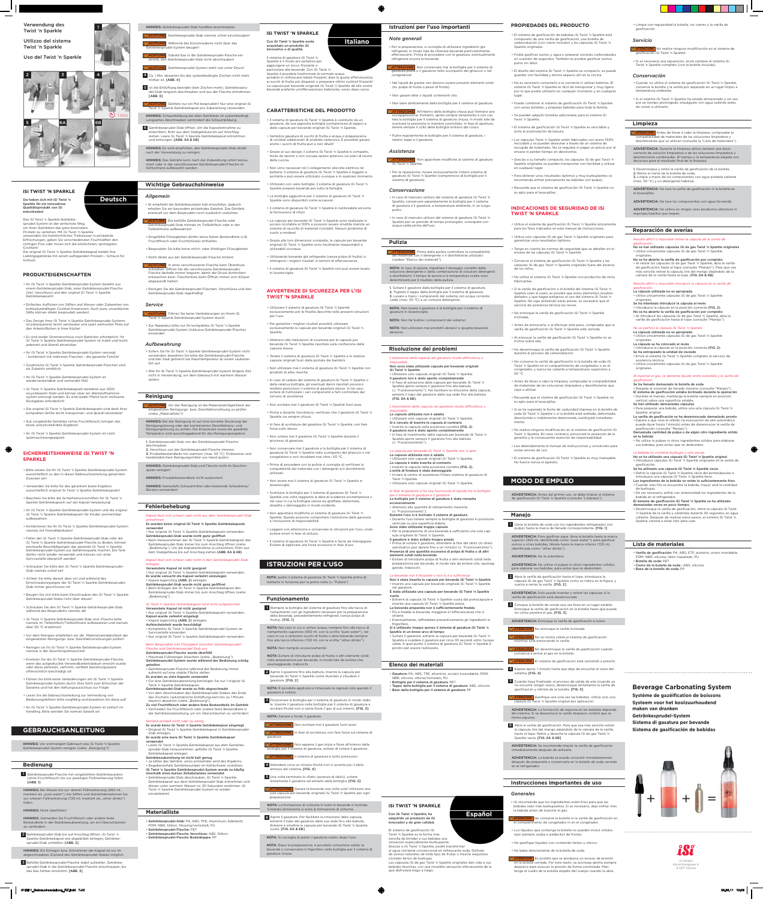Verwendung des Twist 'n Sparkle

Utilizzo del sistema Twist 'n Sparkle

Uso del Twist 'n Sparkle

1 min

# iSi TWIST 'N SPARKLE

Deutsch

**Sie haben sich mit iSi Twist 'n Sparkle für ein innovatives Qualitätsprodukt von iSi entschieden!**

Das iSi Twist 'n Sparkle Getränkesprudel-System ist der einfachste Weg, um Ihren Getränken das ganz besondere Prickeln zu verleihen. Mit iSi Twist 'n Sparkle verwandeln Sie herkömmliches Trinkwasser in prickelnde Erfrischungen, geben Sie verschiedensten Fruchtsäften den richtigen Fizz oder mixen sich die köstlichsten, spritzigsten Cocktails! Die original iSi Twist 'n Sparkle Getränkekapsel befeit Ihre Lieblingsgetränke mit einem aufregenden Prickeln – Schluck für Schluck.

## PRODUKTEIGENSCHAFTEN

- Ihr iSi Twist 'n Sparkle Getränkesprudel-System besteht aus einem Getränkesprudel-Stab, einer Getränkesprudel-Flasche (inkl. Verschluss) und den original iSi Twist 'n Sparkle Getränkekapseln.
- Einfaches Aufziehen von Säften und Wasser oder Zubereiten von kohlesäurehältigen Cocktail-Kreationen. Auch pure, unverdünnte Säfte können direkt besprudelt werden!
- Das Design Ihres iSi Twist 'n Sparkle Getränkesprudel-Systems ist platzsparend, leicht verstaubar und spart wertvollen Platz auf den Arbeitsflächen in Ihrer Küche!
- Es wird weder Stromanschluss noch Batterien erforderlich. Ihr iSi Twist 'n Sparkle Getränkesprudel-System ist mobil und leicht, jederzeit und überall einsetzbar.
- Ihr iSi Twist 'n Sparkle Getränkesprudel-System versorgt – kombiniert mit mehreren Flaschen – die gesamte Familie!
- Zusätzliche iSi Twist 'n Sparkle Getränkesprudel-Flaschen sind als Zubehör erhältlich.
- Ihr iSi Twist 'n Sparkle Getränkesprudel-System ist wiederverwendbar und vermeidet Müll.
- iSi Twist 'n Sparkle Getränkekapseln bestehen aus 100% recyclebarem Stahl und können über ein Wertstoffsammelsystem entsorgt werden. Es wird weder Pfand noch mühsame Rückgaben erforderlich!
- Die original iSi Twist 'n Sparkle Getränkekapseln sind dank ihrer kompakten Größe leicht transportier- und überall einsetzbar!
- Gut vorgekühlte Getränke (ohne Fruchtfleisch) bringen das beste und prickelndste Ergebnis!
- Ihr iSi Twist 'n Sparkle Getränkesprudel-System ist nicht spülmaschinengeeignet!

## SICHERHEITSHINWEISE iSi TWIST 'N SPARKLE

- Bitte setzen Sie Ihr iSi Twist 'n Sparkle Getränkesprudel-System ausschließlich zu den in dieser Gebrauchsanleitung genannten Zwecken ein!
- Verwenden Sie bitte für das garantiert beste Ergebnis ausschließlich original iSi Twist 'n Sparkle Getränkekapseln!
- Beachten Sie bitte die Sicherheitsvorschriften für iSi Twist 'n Sparkle Getränkekapseln auf der Kapsel-Verpackung!
- Ihr iSi Twist 'n Sparkle Getränkesprudel-System und die original iSi Twist 'n Sparkle Getränkekapseln für Kinder unerreichbar aufbewahren.
- Kombinieren Sie Ihr iSi Twist 'n Sparkle Getränkesprudel-System niemals mit Fremdfabrikaten!
- Fallen der iSi Twist 'n Sparkle Getränkesprudel-Stab oder die iSi Twist 'n Sparkle Getränkesprudel-Flasche zu Boden, können eventuelle Beschädigungen die gesamte iSi Twist 'n Sparkle Getränkesprudel-System zur Gefahrenquelle machen. Die Teile dürfen nicht wieder verwendet und müssen von einer Servicestelle überprüft werden!
- Schrauben Sie bitte den iSi Twist 'n Sparkle Getränkesprudel-Stab niemals schief ein!
- Achten Sie bitte darauf, dass vor und während des Einschraubvorganges der iSi Twist 'n Sparkle Getränkesprudel-Stab immer geschlossen ist!
- Beugen Sie sich bitte beim Einschrauben des iSi Twist 'n Sparkle Getränkesprudel-Stabs nicht über diesen!
- Schrauben Sie den iSi Twist 'n Sparkle Getränkesprudel-Stab während des Besprudelns niemals ab!
- iSi Twist 'n Sparkle Getränkesprudel-Stab und -Flasche bitte niemals im Tiefkühlfach/Tiefkühltruhe aufbewahren und niemals über 50 °C erwärmen!
- Vor dem Reinigen empfehlen wir die Materialverträglichkeit der eingesetzten Reinigungs- bzw. Desinfektionslösungen prüfen!
- Reinigen sie Ihr iSi Twist 'n Sparkle Getränkesprudel-System niemals in der Geschirrspülmaschine!
- Ersetzen Sie die iSi Twist 'n Sparkle Getränkesprudel-Flasche, wenn das aufgedruckte Verwendbarkeitsdatum erreicht wurde oder diese verbeult, verformt, verfärbt beziehungsweise offensichtlich beschädigt ist!
- Führen Sie bitte keine Veränderungen an iSi Twist 'n Sparkle Getränkesprudel-System durch. Dies führt zum Erlöschen der Garantie und hat den Haftungsausschluss zur Folge!
- Lesen Sie die Gebrauchsanleitung zur Vermeidung von Bedienungsfehlern bitte sorgfältig und bewahren Sie diese auf!
- Ihr iSi Twist 'n Sparkle Getränkesprudel-System ist einfach im Handling. Bitte wenden Sie niemals Gewalt an!

# GEBRAUCHSANLEITUNG

**HINWEIS:** Vor erstmaligem Gebrauch das iSi Twist 'n Sparkle Getränkesprudel-System reinigen (siehe „Reinigung")!

## Bedienung

1. Getränkesprudel-Flasche mit vorgekühlten Getränkezutaten (ohne Fruchtfleisch) bis zur jeweiligen Füllmarkierung füllen. **[ABB. 1]**

**HINWEIS:** Bei Wasser bis zur oberen Füllmarkierung (950 ml, markiert als „pure water"), bei Säften und Getränkekreationen bis zur unteren Füllmarkierung (720 ml, markiert als „other drinks") füllen.

**HINWEIS:** Nicht überfüllen!

**HINWEIS:** Vermeiden Sie Fruchtfleisch oder andere feste Bestandteile in der Getränkezubereitung, um ein Überschäumen zu verhindern.

2. Getränkesprudel-Stab bis auf Anschlag öffnen, iSi Twist 'n Sparkle Getränkekapsel wie abgebildet einlegen, Getränkesprudel-Stab schließen. **[ABB. 2]**

**HINWEIS:** Ein Einlegen bzw. Entnehmen der Kapsel ist nur im abgeschraubten Zustand des Getränkesprudel-Stabes möglich.

3. Befüllte Getränkesprudel-Flasche stabil aufstellen. Getränkesprudel-Stab in die Getränkesprudel-Flasche einschrauben, bis das Gas hörbar einströmt. **[ABB. 3]**

**HINWEIS:** Getränkesprudel-Stab handfest einschrauben.

**ACHTUNG** Getränkesprudel-Stab niemals schief einschrauben!

**ACHTUNG** Während des Einschraubens nicht über das Getränkesprudel-System beugen!

**ACHTUNG** Sobald Gas in die Getränkesprudel-Flasche einströmt, den Getränkesprudel-Stab nicht abschrauben!

**ACHTUNG** Getränkesprudel-System steht nun unter Druck!

4. Ca. 1 Min. abwarten bis das systembedingte Zischen nicht mehr hörbar ist. **[ABB. 4]**

5. Ist die Entlüftung beendet (kein Zischen mehr), Getränkesprudel-Stab langsam abschrauben und aus der Flasche entnehmen. **[ABB. 5]**

**ACHTUNG** Getränk nur ein Mal besprudeln! Nur eine original iSi Twist 'n Sparkle Getränkekapsel pro Zubereitung verwenden.

**HINWEIS:** Schaumbildung bei allen Getränken ist systembedingt. Langsames Abschrauben vermindert die Schaumbildung.

6. Getränkesprudel-Stab öffnen. Um die Kapselentnahme zu erleichtern, Rohr aus dem Stabgehäuse bis auf Anschlag ziehen. Leere iSi Twist 'n Sparkle Getränkekapsel entnehmen und entsorgen. **[ABB. 6A & 6B]**

**HINWEIS:** Es wird empfohlen, den Getränkesprudel-Stab direkt nach der Verwendung zu reinigen.

**HINWEIS:** Das Getränk kann nach der Zubereitung sofort konsumiert oder in der verschlossenen Getränkesprudel-Flasche im Kühlschrank aufbewahrt werden.

## Wichtige Gebrauchshinweise

### Allgemein

- Es empfiehlt die Getränkezutaten kalt einzufüllen, dadurch erhalten Sie ein besonders prickelndes Getränk. Das Getränk eventuell vor dem Besprudeln noch zusätzlich vorkühlen.

**ACHTUNG** Die befüllte Getränkesprudel-Flasche oder Getränkesprudel-Stab niemals im Tiefkühlfach oder in der Tiefkühltruhe aufbewahren!

- Eingefüllte Flüssigkeiten dürfen keine festen Bestandteile (z.B. Fruchtfleisch oder Fruchtstücke) enthalten.
- Besprudeln Sie bitte keine milch- oder ölhältigen Flüssigkeiten.
- Nicht direkt aus der Getränkesprudel-Flasche trinken!

**ACHTUNG** In einer verschlossenen Flasche kann Überdruck entstehen. Öffnen Sie die verschlossene Getränkesprudel-Flasche deshalb immer langsam, damit der Druck kontrolliert entweichen kann. Flaschenhals beim Öffnen immer vom Körper abgewandt halten!

- Reinigen Sie die Getränkesprudel-Flaschen, Verschlüsse und den Getränkesprudel-Stab regelmäßig!

### Service

**ACHTUNG** Führen Sie keine Veränderungen an Ihrem iSi Twist 'n Sparkle Getränkesprudel-System durch!

- Zur Reparatur bitte nur Ihr komplettes iSi Twist 'n Sparkle Getränkesprudel-System (inklusive Getränkesprudel-Flasche) einsenden.

### Aufbewahrung

- Sofern Sie Ihr iSi Twist 'n Sparkle Getränkesprudel-System nicht verwenden, bewahren Sie bitte die Getränkesprudel-Flasche und den Stab getrennt bei Raumtemperatur an einem sauberen Ort auf.
- War Ihr iSi Twist 'n Sparkle Getränkesprudel-System längere Zeit nicht in Verwendung, vor dem Gebrauch mit warmem Wasser spülen.

## Reinigung

**ACHTUNG** Vor der Reinigung ist die Materialverträglichkeit der eingesetzten Reinigungs- bzw. Desinfektionslösung zu prüfen (siehe „Materialliste")!

**HINWEIS:** Bei der Reinigung ist auf eine korrekte Dosierung der Reinigungslösung oder der kombinierten Desinfektions- und Reinigungslösung zu achten. Die Einwirkzeit sowie die gewählte Temperatur sind ausschlaggebend für das Reinigungsergebnis.

1. Getränkesprudel-Stab von der Getränkesprudel-Flasche abschrauben.
2. Verschluss von der Getränkesprudel-Flasche trennen.
3. Produktbestandteile mit warmem (max. 50 °C) Trinkwasser und handelsüblichem Reinigungsmittel von Hand spülen.

**HINWEIS:** Getränkesprudel-Stab und Flasche nicht im Geschirrspüler reinigen!

**HINWEIS:** Produktbestandteile nicht auskochen!

**HINWEIS:** Keinesfalls Scheuermittel oder kratzende Schwämme/Bürsten verwenden!

## Fehlerbehebung

*Kapsel lässt sich schwer oder nicht aus dem Getränkesprudel-Stab entnehmen*

**Es wurden keine original iSi Twist 'n Sparkle Getränkekapseln verwendet**
- Nur original iSi Twist 'n Sparkle Getränkekapseln verwenden.

**Getränkesprudel-Stab wurde nicht ganz geöffnet**
- Beim Herausnehmen der iSi Twist 'n Sparkle Getränkekapsel den Getränkesprudel-Stab immer bis zum Anschlag öffnen (siehe „Bedienung"). Um die Kapselentnahme zu erleichtern, Rohr aus dem Stabgehäuse bis auf Anschlag ziehen. **(ABB. 6A & 6B)**

*Kapsel lässt sich schwer oder nicht in den Getränkesprudel-Stab einlegen*

**Verwendete Kapsel ist nicht geeignet**
- Nur original iSi Twist 'n Sparkle Getränkekapseln verwenden.

**Es wurde versucht die Kapsel verkehrt einzulegen**
- Kapsel lagerichtig **(ABB. 2)** einlegen.

**Getränkesprudel-Stab wurde nicht ganz geöffnet**
- Beim Einlegen der iSi Twist 'n Sparkle Getränkekapsel den Getränkesprudel-Stab immer bis zum Anschlag öffnen (siehe „Bedienung").

*iSi Twist 'n Sparkle Getränkekapsel wird nicht aufgestochen*

**Verwendete Kapsel ist nicht geeignet**
- Nur original iSi Twist 'n Sparkle Getränkekapseln verwenden.

**Kapsel wurde verkehrt eingelegt**
- Kapsel lagerichtig **(ABB. 2)** einlegen.

**Aufstechzeinheit wurde beschädigt**
- Komplettes iSi Twist 'n Sparkle Getränkesprudel-System an Servicestelle einsenden.
- Nur original iSi Twist 'n Sparkle Getränkekapseln verwenden.

*Beim Besprudeln tritt Flüssigkeit zwischen Getränkesprudel-Flasche und Getränkesprudel-Stab aus*

**Getränkesprudel-Flasche wurde überfüllt**
- Maximale Füllmengen beachten (siehe „Bedienung").

**Getränkesprudel-System wurde während der Bedienung schräg gehalten**
- Getränkesprudel-Flasche während der Bedienung immer aufrecht auf eine stabile Fläche stellen.

**Es wurden zu viele Kapseln verwendet**
- Für eine Getränkezubereitung benötigen Sie nur 1 original iSi Twist 'n Sparkle Getränkekapsel.

**Getränkesprudel-Stab wurde zu früh abgeschraubt**
- Vor dem Abschrauben des Getränkesprudel-Stabes das Ende des Zischens (automatische Entlüftung kann bis zu 1 Minute dauern) abwarten (siehe „Bedienung").

**Zu viel Fruchtfleisch oder andere feste Bestandteile im Getränk**
- Vermeiden Sie Fruchtfleisch oder andere feste Bestandteile in der Getränkezubereitung, um ein Überschäumen zu verhindern.

*Getränk prickelt nicht oder zu wenig*

**Es wurde keine iSi Twist 'n Sparkle Getränkekapsel eingelegt**
- Original iSi Twist 'n Sparkle Getränkekapsel in Getränkesprudel-Stab einlegen.

**Es wurde eine leere iSi Twist 'n Sparkle Getränkekapsel verwendet**
- Leere iSi Twist 'n Sparkle Getränkekapsel aus dem Getränkesprudel-Stab herausnehmen, gefüllte iSi Twist 'n Sparkle Getränkekapsel einlegen.

**Getränkezubereitung ist nicht kalt genug**
- Je kälter das Getränk, umso prickelnder wird das Ergebnis.
- Gegebenenfalls Getränkezutaten im Kühlschrank vorkühlen.

**iSi Twist 'n Sparkle Getränkesprudel-System wurde zu häufig innerhalb eines kurzen Zeitabstandes verwendet**
- Getränkesprudel-Stab abschrauben, iSi Twist 'n Sparkle Getränkekapsel aus dem Getränkesprudel-Stab entnehmen und diesen unter warmem Wasser ca. 30 Sekunden erwärmen. iSi Twist 'n Sparkle Getränkesprudel-System ist wieder einsatzbereit.

## Materialliste

- **Getränkesprudel-Stab:** PA, ABS, TPE, Aluminium, Edelstahl, POM, NBR, Silikon, Messing/vernickelt, PU
- **Getränkesprudel-Flasche:** PET
- **Getränkesprudel-Flasche Verschluss:** ABS, Silikon
- **Getränkesprudel-Flasche Bodenkappe:** PP

# iSi TWIST 'N SPARKLE

Italiano

**Con iSi Twist 'n Sparkle avete acquistato un prodotto iSi innovativo e di qualità.**

Il sistema di gasatura iSi Twist 'n Sparkle è il modo più semplice per aggiungere un tocco frizzante e particolare alle bevande. Con iSi Twist 'n Sparkle è possibile trasformare la normale acqua potabile in rinfrescanti bibite frizzanti, dare la giusta effervescenza ai succhi di frutta più disparati o preparare ottimi cocktail frizzanti! La capsula per bevande originale iSi Twist 'n Sparkle dà alle vostre bevande preferite un'effervescenza inebriante, sorso dopo sorso.

## CARATTERISTICHE DEL PRODOTTO

- Il sistema di gasatura iSi Twist 'n Sparkle è costituito da un gasatore, da una apposita bottiglia (compresivo di tappo) e dalle capsule per bevande originali iSi Twist 'n Sparkle.
- Semplice gasatura di succhi di frutta e acqua o preparazione di cocktail addizionati di anidride carbonica. È possibile gasare anche i succhi di frutta puri e non diluiti!
- Grazie al suo design, il sistema iSi Twist 'n Sparkle è compatto, facile da riporre e non occupa spazio prezioso sui piani di lavoro della cucina.
- Non sono necessari né il collegamento alla rete elettrica né batterie. Il sistema di gasatura iSi Twist 'n Sparkle è leggero e portatile e può essere utilizzato ovunque e in qualsiasi momento.
- Utilizzato con varie bottiglie, il sistema di gasatura iSi Twist 'n Sparkle prepara bevande per tutta la famiglia.
- Le bottiglie aggiuntive per il sistema di gasatura iSi Twist 'n Sparkle sono disponibili come accessori.
- Il sistema di gasatura iSi Twist 'n Sparkle è riutilizzabile ed evita la formazione di rifiuti.
- Le capsule per bevande iSi Twist 'n Sparkle sono realizzate in acciaio riciclabile al 100% e possono essere smaltite tramite un sistema di raccolta di materiali riciclabili. Nessun problema di vuoti a rendere!
- Grazie alle loro dimensioni compatte, le capsule per bevande originali iSi Twist 'n Sparkle sono facilmente trasportabili e utilizzabili ovunque.
- Utilizzando bevande già refrigerate (senza polpa di frutta) si ottengono i migliori risultati in termini di effervescenza.
- Il sistema di gasatura iSi Twist 'n Sparkle non può essere lavato in lavastoviglie.

## AVVERTENZE DI SICUREZZA PER L'iSi TWIST 'N SPARKLE

- Utilizzare il sistema di gasatura iSi Twist 'n Sparkle esclusivamente per le finalità descritte nelle presenti istruzioni per l'uso.
- Per garantire i migliori risultati possibili, utilizzare esclusivamente le capsule per bevande originali iSi Twist 'n Sparkle.
- Attenersi alle indicazioni di sicurezza per le capsule per bevande iSi Twist 'n Sparkle riportate sulla confezione delle capsule stesse.
- Tenere il sistema di gasatura iSi Twist 'n Sparkle e le relative capsule originali fuori dalla portata dei bambini.
- Non utilizzare mai il sistema di gasatura iSi Twist 'n Sparkle con prodotti di altre marche.
- In caso di caduta del sistema di gasatura iSi Twist 'n Sparkle o della relativa bottiglia, gli eventuali danni riportati possono rendere pericoloso il sistema di gasatura stesso. In tal caso, evitare di riutilizzare i vari componenti e farli controllare dal servizio di assistenza.
- Non avvitare mai il gasatore iSi Twist 'n Sparkle fuori asse.
- Prima e durante l'avvitatura, verificare che il gasatore iSi Twist 'n Sparkle sia sempre chiuso.
- In fase di avvitatura del gasatore iSi Twist 'n Sparkle, non fare forza sullo stesso.
- Non svitare mai il gasatore iSi Twist 'n Sparkle durante il processo di gasatura.
- Non conservare mai il gasatore e la bottiglia per il sistema di gasatura iSi Twist 'n Sparkle nello scomparto del ghiaccio o nel congelatore e non riscaldare mai oltre i 50 °C.
- Prima di procedere con la pulizia si consiglia di verificare la compatibilità del materiale con i detergenti e/o disinfettanti utilizzati.
- Non lavare mai il sistema di gasatura iSi Twist 'n Sparkle in lavastoviglie.
- Sostituire la bottiglia per il sistema di gasatura iSi Twist 'n Sparkle una volta raggiunta la data di scadenza sovraimpressa o nel caso in cui la bottiglia stessa sia graffiata, deformata, sbiadita o danneggiata in modo evidente.
- Non apportare modifiche al sistema di gasatura iSi Twist 'n Sparkle. Queste possono comportare l'estinzione della garanzia e l'esclusione di responsabilità!
- Leggere con attenzione e conservare le istruzioni per l'uso, onde evitare errori in fase di utilizzo.
- Il sistema di gasatura iSi Twist 'n Sparkle è facile da maneggiare. Evitare di applicare una forza eccessiva in fase di uso.

# ISTRUZIONI PER L'USO

**NOTA:** pulire il sistema di gasatura iSi Twist 'n Sparkle prima di metterlo in funzione per la prima volta (v. "Pulizia")

## Funzionamento

1. Riempire la bottiglia del sistema di gasatura fino alla tacca di riempimento con gli ingredienti necessari per la preparazione della bevanda, precedentemente refrigerati (senza polpa di frutta). **[FIG. 1]**

**NOTA:** Nel caso in cui si utilizzi acqua, riempire fino alla tacca di riempimento superiore (950 ml, con la scritta "pure water"), nel caso in cui si utilizzino succhi di frutta o altre bevande riempire fino alla tacca inferiore (720 ml, con la scritta "other drinks").

**NOTA:** Non riempire eccessivamente!

**NOTA:** Evitare di introdurre polpa di frutta o altri elementi solidi nella preparazione per bevande, in modo tale da evitare che, spumeggiando, trabocchi.

2. Aprire il gasatore fino alla battuta, inserire la capsula per bevande iSi Twist 'n Sparkle come illustrato e chiudere il gasatore. **[FIG. 2]**

**NOTA:** È possibile applicare e rimuovere le capsule solo quando il gasatore è svitato.

3. Posizionare la bottiglia per il sistema di gasatura in modo stabile. Inserire il gasatore nella bottiglia per il sistema di gasatura e avvitare finché non si sente fluire il gas al suo interno. **[FIG. 3]**

**NOTA:** Serrare a fondo il gasatore.

**ATTENZIONE** Non avvitare mai il gasatore fuori asse!

**ATTENZIONE** In fase di avvitatura, non fare forza sul sistema di gasatura.

**ATTENZIONE** Non appena il gas inizia a fluire all'interno della bottiglia per il sistema di gasatura, evitare di svitare il gasatore.

**ATTENZIONE** Il sistema di gasatura è sotto pressione!

4. Attendere circa un minuto finché non si avverte più il sibilo emesso dal sistema. **[FIG. 4]**

5. Una volta terminato lo sfiato (assenza di sibilo), svitare lentamente il gasatore ed estrarlo dalla bottiglia. **[FIG. 5]**

**ATTENZIONE** Gasare la bevanda una volta sola! Utilizzare una sola capsula per bevande originale iSi Twist 'n Sparkle per ogni preparazione.

**NOTA:** La formazione di schiuma in tutte le bevande è normale. Svitando lentamente si evita la formazione di schiuma.

6. Aprire il gasatore. Per facilitare la rimozione della capsula, estrarre il tubo del gasatore dalla sua sede fino alla battuta. Estrarre e smaltire la capsula per bevande iSi Twist 'n Sparkle vuota. **[FIG. 6A & 6B]**

**NOTA:** Si consiglia di pulire il gasatore subito dopo l'uso.

**NOTA:** Dopo la preparazione, è possibile consumare subito la bevanda o conservarla in frigorifero nella bottiglia per il sistema di gasatura chiusa.

## Istruzioni per l'uso importanti

### Note generali

- Per la preparazione, si consiglia di utilizzare ingredienti già refrigerati, in modo tale da ottenere bevande particolarmente effervescenti. Prima di procedere con la gasatura, eventualmente refrigerare ancora la bevanda.

**ATTENZIONE** Non conservare mai la bottiglia per il sistema di gasatura piena o il gasatore nello scomparto del ghiaccio o nel congelatore!

- Nei liquidi da gasare non devono essere presenti elementi solidi (es. polpa di frutta o pezzi di frutta).
- Non gasare latte o liquidi contenenti olio.
- Non bere direttamente dalla bottiglia per il sistema di gasatura.

**ATTENZIONE** All'interno della bottiglia chiusa può formarsi una sovrapressione. Pertanto, aprire sempre lentamente e con cautela la bottiglia per il sistema di gasatura chiusa, in modo tale da scaricare la pressione in maniera controllata. In fase di apertura, tenere sempre il collo della bottiglia lontano dal corpo.

- Pulire regolarmente le bottiglie per il sistema di gasatura, i relativi tappi e il gasatore.

### Assistenza

**ATTENZIONE** Non apportare modifiche al sistema di gasatura iSi Twist 'n Sparkle.

- Per la riparazione, inviare esclusivamente l'intero sistema di gasatura iSi Twist 'n Sparkle (comprensivo di bottiglia per il sistema di gasatura).

### Conservazione

- In caso di mancato utilizzo del sistema di gasatura iSi Twist 'n Sparkle, conservare separatamente la bottiglia per il sistema di gasatura e il gasatore, a temperatura ambiente, in un luogo pulito.
- In caso di mancato utilizzo del sistema di gasatura iSi Twist 'n Sparkle per un periodo di tempo prolungato, sciacquare con acqua calda prima dell'uso.

## Pulizia

**ATTENZIONE** Prima della pulizia controllare la compatibilità dei materiali con il detergente o il disinfettante utilizzato (vedere "Elenco dei materiali").

**NOTA:** In caso di pulizia, rispettare il dosaggio corretto della soluzione detergente o della combinazione di soluzioni detergenti e disinfettanti. Il tempo di azione e la temperatura scelta sono determinanti per il risultato della pulizia.

1. Svitare il gasatore dalla bottiglia per il sistema di gasatura.
2. Togliere il tappo dalla bottiglia per il sistema di gasatura.
3. Lavare a mano i componenti del sistema con acqua corrente calda (max. 50 °C) e un comune detergente.

**NOTA:** Non lavare il gasatore e le bottiglie per il sistema di gasatura in lavastoviglie.

**NOTA:** Non far bollire i componenti del sistema!

**NOTA:** Non utilizzare mai prodotti abrasivi o spugne/spazzole abrasive.

## Risoluzione dei problemi

*L'estrazione della capsula dal gasatore risulta difficoltosa o impossibile*

**Non sono state utilizzate capsule per bevande originali iSi Twist 'n Sparkle**
- Utilizzare solo capsule originali iSi Twist 'n Sparkle.

**Il gasatore non è stato aperto completamente**
- In fase di estrazione della capsula per bevande iSi Twist 'n Sparkle aprire sempre il gasatore fino alla battuta (v. "Funzionamento"). Per facilitare la rimozione della capsula, estrarre il tubo del gasatore dalla sua sede fino alla battuta **(FIG. 6A & 6B)**.

*L'inserimento della capsula nel gasatore risulta difficoltoso o impossibile*

**La capsula utilizzata non è adatta**
- Utilizzare solo capsule originali iSi Twist 'n Sparkle.

**Si è cercato di inserire la capsula al contrario**
- Inserire la capsula nella posizione corretta **(FIG. 2)**.

**Il gasatore non è stato aperto completamente**
- In fase di inserimento della capsula per bevande iSi Twist 'n Sparkle aprire sempre il gasatore fino alla battuta (v. "Funzionamento").

*La capsula per bevande iSi Twist 'n Sparkle non si apre*

**La capsula utilizzata non è adatta**
- Utilizzare solo capsule originali iSi Twist 'n Sparkle.

**La capsula è stata inserita al contrario**
- Inserire la capsula nella posizione corretta **(FIG. 2)**.

**L'unità di foratura è stata danneggiata**
- Inviare al centro di assistenza l'intero sistema di gasatura iSi Twist 'n Sparkle.
- Utilizzare solo capsule originali iSi Twist 'n Sparkle.

*In fase di gasatura si ha una fuoriuscita di liquido tra la bottiglia per il sistema di gasatura e il gasatore*

**La bottiglia per il sistema di gasatura è stata riempita eccessivamente**
- Attenersi alle quantità di riempimento massima (v. "Funzionamento").

**Durante l'uso si è inclinato il sistema di gasatura**
- Durante l'uso tenere sempre la bottiglia di gasatura in posizione verticale su una superficie stabile.

**Sono state utilizzate troppe capsule**
- Per la preparazione di una bevanda è sufficiente una sola capsula originale iSi Twist 'n Sparkle.

**Il gasatore è stato svitato troppo presto**
- Prima di svitare il gasatore, attendere la fine del sibilo (lo sfiato automatico può durare fino a un minuto) (v. "Funzionamento").

**Presenza di una quantità eccessiva di polpa di frutta o di altri elementi solidi nella bevanda**
- Evitare di introdurre polpa di frutta o altri elementi solidi nella preparazione per bevande, in modo tale da evitare che, spumeggiando, trabocchi.

*La bevanda non è frizzante o non lo è a sufficienza*

**Non è stata inserita la capsula per bevande iSi Twist 'n Sparkle**
- Inserire una capsula per bevande originale iSi Twist 'n Sparkle nel gasatore.

**È stata utilizzata una capsula per bevande iSi Twist 'n Sparkle vuota**
- Estrarre la capsula iSi Twist 'n Sparkle vuota dal portacapsule e inserire una capsula iSi Twist 'n Sparkle piena.

**La bevanda preparata non è sufficientemente fredda**
- Più è fredda la bevanda, maggiore è l'effervescenza che si ottiene.
- Eventualmente, raffreddare preventivamente gli ingredienti in frigorifero.

**Si è utilizzato troppo spesso il sistema di gasatura iSi Twist 'n Sparkle in un breve arco di tempo**
- Svitare il gasatore, estrarre la capsula per bevande iSi Twist 'n Sparkle e scaldare il gasatore per circa 30 secondi sotto l'acqua calda. A quel punto il sistema di gasatura iSi Twist 'n Sparkle è pronto per essere riutilizzato.

## Elenco dei materiali

- **Gasatore:** PA, ABS, TPE, alluminio, acciaio inossidabile, POM, NBR, silicone, ottone/nichelato, PU
- **Bottiglia per il sistema di gasatura:** PET
- **Tappo della bottiglia per il sistema di gasatura:** ABS, silicone
- **Base della bottiglia per il sistema di gasatura:** PP

# iSi TWIST 'N SPARKLE

Español

**Con iSi Twist 'n Sparkle, ha adquirido un producto de iSi innovador y de gran calidad.**

El sistema de gasificación iSi Twist 'n Sparkle es la forma más sencilla de brindar a sus bebidas una sensación especialmente burbujeante. Gracias a iSi Twist 'n Sparkle, podrá transformar el agua corriente convencional en refrescante soda. Disfrute de zumos naturales de todo tipo de frutas o mezcle exquisitos cócteles llenos de burbujas. Las cápsulas iSi de gas Twist 'n Sparkle originales dan vida a sus bebidas favoritas, con una increíble sensación efervescente de la que disfrutará trago a trago.

## PROPIEDADES DEL PRODUCTO

- El sistema de gasificación de bebidas iSi Twist 'n Sparkle está compuesto de una varilla de gasificación, una botella de carbonatación (con cierre incluido) y las cápsulas iSi Twist 'n Sparkle originales.
- Podrá gasificar zumos y agua o preparar cócteles carbonatados en cuestión de segundos. También es posible gasificar zumos puros sin diluir.
- El diseño del sistema iSi Twist 'n Sparkle es compacto, se puede guardar con facilidad y ahorra espacio útil en la cocina.
- No es necesario conectarlo a la corriente ni utilizar baterías. El sistema iSi Twist 'n Sparkle es fácil de transportar y muy ligero, por lo que podrá utilizarlo en cualquier momento y en cualquier lugar.
- Puede combinar el sistema de gasificación iSi Twist 'n Sparkle con varias botellas, y preparar bebidas para toda la familia.
- Se pueden adquirir botellas adicionales para el sistema iSi Twist 'n Sparkle.
- El sistema de gasificación iSi Twist 'n Sparkle es reciclable y evita la acumulación de basura.
- Las cápsulas Twist 'n Sparkle están fabricadas con acero 100% reciclable y se pueden desechar a través de un sistema de recogida de materiales. No es necesario pagar un precio por el envase ni perder tiempo en devolverlas.
- Gracias a su tamaño compacto, las cápsulas iSi de gas Twist 'n Sparkle originales se pueden transportar con facilidad y utilizar en cualquier lugar.
- Para obtener unos resultados óptimos y muy burbujeantes se recomienda enfriar previamente las bebidas (sin pulpa).
- Recuerde que el sistema de gasificación iSi Twist 'n Sparkle no es apto para el lavavajillas.

## INDICACIONES DE SEGURIDAD DE iSi TWIST 'N SPARKLE

- Utilice el sistema de gasificación iSi Twist 'n Sparkle únicamente para los fines indicados en este manual de instrucciones.
- Utilice solo cápsulas iSi de gas Twist 'n Sparkle originales para garantizar unos resultados óptimos.
- Tenga en cuenta las normas de seguridad que se detallan en el envase de las cápsulas iSi Twist 'n Sparkle.
- Conserve el sistema de gasificación iSi Twist 'n Sparkle y las cápsulas iSi de gas Twist 'n Sparkle originales fuera del alcance de los niños.
- No utilice el sistema iSi Twist 'n Sparkle con productos de otros fabricantes.
- Si la varilla de gasificación o la botella del sistema iSi Twist 'n Sparkle caen al suelo, es posible que estos elementos resulten dañados y que hagan peligroso el uso del sistema iSi Twist 'n Sparkle. No vuelva a utilizar las piezas, es necesario que el servicio de asistencia técnica las revise.
- No enrosque la varilla de gasificación iSi Twist 'n Sparkle inclinada.
- Antes de enroscarla, o al efectuar este paso, compruebe que la varilla de gasificación iSi Twist 'n Sparkle está cerrada.
- Al enroscar la varilla de gasificación iSi Twist 'n Sparkle no se incline sobre ella.
- No desenrosque la varilla de gasificación iSi Twist 'n Sparkle durante el proceso de carbonatación.
- No conserve la varilla de gasificación ni la botella de soda iSi Twist 'n Sparkle en el compartimento de congelados o en el congelador, y nunca las caliente a temperaturas superiores a 50 °C.
- Antes de llevar a cabo la limpieza, compruebe la compatibilidad de materiales de las soluciones limpiadoras y desinfectante que vaya a utilizar.
- Recuerde que el sistema de gasificación iSi Twist 'n Sparkle no es apto para el lavavajillas.
- Si se ha superado la fecha de caducidad impresa en la botella de soda iSi Twist 'n Sparkle o si la botella está arañada, deformada, descolorida o visiblemente deteriorada, sustitúyala inmediatamente.
- No realice ninguna modificación en el sistema de gasificación iSi Twist 'n Sparkle. En caso contrario, provocará la anulación de la garantía y la consecuente exención de responsabilidad.
- Lea detenidamente el manual de instrucciones y consérvelo para evitar errores de uso.
- El sistema de gasificación iSi Twist 'n Sparkle es muy manejable. No fuerce nunca el aparato.

# MODO DE EMPLEO

**ADVERTENCIA:** Antes del primer uso, se debe limpiar el sistema de gasificación iSi Twist 'n Sparkle (consulte "Limpieza").

## Manejo

1. Llene la botella de soda con los ingredientes refrigerados (sin pulpa) hasta la marca de llenado correspondiente. **[FIG. 1]**

**ADVERTENCIA:** Para gasificar agua, llene la botella hasta la marca superior (950 ml, identificada como "pure water"); para gasificar zumos u otras bebidas, llénela hasta la marca inferior (720 ml, identificada como "other drinks").

**ADVERTENCIA:** No la sobrellene.

**ADVERTENCIA:** No utilice ni pulpas ni otros ingredientes sólidos para sus bebidas, para evitar que se desborden.

2. Abra la varilla de gasificación hasta el tope, introduzca la cápsula iSi de gas Twist 'n Sparkle como se indica en la figura, y vuelva a cerrar la varilla. **[FIG. 2]**

**ADVERTENCIA:** Solo puede insertar y retirar las cápsulas si la varilla de gasificación está desenroscada.

3. Coloque la botella de soda una vez llena en un lugar estable. Enrosque la varilla de gasificación en la botella hasta que pueda oír cómo penetra el gas. **[FIG. 3]**

**ADVERTENCIA:** Enrosque la varilla de gasificación a mano.

**ATENCIÓN** No enrosque la varilla inclinada.

**ATENCIÓN** No se incline sobre el sistema de gasificación mientras esté enroscando la varilla.

**ATENCIÓN** No desenrosque la varilla de gasificación cuando comience a entrar el gas en la botella.

**ATENCIÓN** El sistema de gasificación está sometido a presión.

4. Espere aprox. 1 minuto hasta que deje de escuchar el siseo del sistema. **[FIG. 4]**

5. Cuando haya finalizado el proceso de salida de aire (cuando ya no escuche ningún siseo), desenrosque lentamente la varilla de gasificación y retírela de la botella. **[FIG. 5]**

**ATENCIÓN** Gasifique una sola vez las bebidas. Utilice solo una cápsula iSi Twist 'n Sparkle original por aplicación.

**ADVERTENCIA:** La formación de espuma en las bebidas depende del sistema. Si se desenrosca la varilla despacio, evitará que se forme espuma.

6. Abra la varilla de gasificación. Para que sea más sencillo retirar la cápsula, tire del mango alejándolo de la cámara de la varilla hasta el tope. Retire y deseche la cápsula iSi de gas Twist 'n Sparkle vacía. **[FIG. 6A & 6B]**

**ADVERTENCIA:** Se recomienda limpiar la varilla de gasificación inmediatamente después de utilizarla.

**ADVERTENCIA:** La bebida se puede consumir inmediatamente después de prepararla o conservarla en la botella de soda cerrada en el refrigerador.

## Instrucciones importantes de uso

### Generales

- Es recomendable que los ingredientes estén fríos para que las bebidas sean más burbujeantes. Si es necesario, deje enfriar más la bebida antes de inyectar el gas.

**ATENCIÓN** No conserve la botella ni la varilla de gasificación en el compartimento de congelados ni en el congelador.

- Los líquidos que contenga la botella no pueden incluir sólidos (por ejemplo, pulpa o pedacitos de frutas).
- No gasifique líquidos con contenido lácteo u oleoso.
- No beba directamente de la botella de soda.

**ATENCIÓN** Es posible que se produzca un exceso de presión en la botella cerrada. Por esta razón, se aconseja abrirla siempre despacio para evacuar la presión de forma controlada. Mantenga el cuello de la botella alejado del cuerpo cuando la abra.

- Limpie con regularidad la botella, los cierres y la varilla de gasificación.

### Servicio

**ATENCIÓN** No realice ninguna modificación en el sistema de gasificación iSi Twist 'n Sparkle.

- Si es necesaria una reparación, envíe siempre el sistema iSi Twist 'n Sparkle completo (con la botella incluida).

### Conservación

- Cuando no utilice el sistema de gasificación iSi Twist 'n Sparkle, conserve la botella y la varilla por separado en un lugar limpio a temperatura ambiente.
- Si el sistema iSi Twist 'n Sparkle ha estado almacenado y sin uso por un tiempo prolongado, enjuáguelo con agua caliente antes de volver a utilizarlo.

## Limpieza

**ATENCIÓN** Antes de llevar a cabo la limpieza, compruebe la compatibilidad de materiales de las soluciones limpiadoras y desinfectante que se utilicen (consulte la "Lista de materiales").

**ADVERTENCIA:** Durante la limpieza utilice siempre una dosis correcta de solución limpiadora o de las soluciones limpiadora y desinfectante combinadas. El tiempo y la temperatura elegida son decisivos para el resultado final de la limpieza.

1. Desenrosque y retire la varilla de gasificación de la botella.
2. Retire el cierre de la botella de soda.
3. Limpie a mano de los componentes con agua potable caliente (máx. 50 °C) y un detergente habitual.

**ADVERTENCIA:** No lave la varilla de gasificación ni la botella en el lavavajillas.

**ADVERTENCIA:** No lave los componentes con agua hirviendo.

**ADVERTENCIA:** No utilice en ningún caso productos abrasivos ni esponjas/cepillos que rayen.

## Reparación de averías

*Resulta difícil o imposible retirar la cápsula de la varilla de gasificación*

**No se han utilizado cápsulas iSi de gas Twist 'n Sparkle originales**
- Utilice únicamente cápsulas iSi de gas Twist 'n Sparkle originales.

**No se ha abierto la varilla de gasificación por completo**
- Al retirar las cápsulas iSi de gas Twist 'n Sparkle, abra la varilla de gasificación hasta el tope (consulte "Manejo"). Para que sea más sencillo retirar la cápsula, tire del mango alejándolo de la cámara de la varilla hasta el tope. **(FIG. 6A & 6B)**

*Resulta difícil o imposible introducir la cápsula en la varilla de gasificación*

**La cápsula utilizada no es apropiada**
- Utilice únicamente cápsulas iSi de gas Twist 'n Sparkle originales.

**Se ha intentado introducir la cápsula al revés**
- Introduzca la cápsula en la posición correcta **(FIG. 2)**.

**No se ha abierto la varilla de gasificación por completo**
- Al introducir las cápsulas iSi de gas Twist 'n Sparkle, abra la varilla de gasificación hasta el tope (consulte "Manejo").

*No se perfora la cápsula iSi Twist 'n Sparkle*

**La cápsula utilizada no es apropiada**
- Utilice únicamente cápsulas iSi de gas Twist 'n Sparkle originales.

**La cápsula se ha colocado al revés**
- Introduzca la cápsula en la posición correcta **(FIG. 2)**.

**Se ha estropeado la unidad de sacado**
- Envíe el sistema iSi Twist 'n Sparkle completo al servicio de asistencia técnica.
- Utilice únicamente cápsulas iSi de gas Twist 'n Sparkle originales.

*Al inyectar el gas, se derrama líquido entre la botella y la varilla de gasificación*

**Se ha llenado demasiado la botella de soda**
- Respete el volumen de llenado máximo (consulte "Manejo").

**El sistema de gasificación estaba inclinado durante la operación**
- Durante el manejo, mantenga la botella siempre en posición vertical sobre una superficie estable.

**Se han utilizado demasiadas cápsulas**
- Para preparar una bebida, utilice una sola cápsula iSi Twist 'n Sparkle original.

**La varilla de gasificación se ha desenroscado demasiado pronto**
- Espere a que cese el silbido (la evacuación de aire automática puede durar hasta 1 minuto) antes de desenroscar la varilla de gasificación (consulte "Manejo").

**Demasiada cantidad de pulpa o de algún otro ingrediente sólido en la bebida**
- No utilice ni pulpas ni otros ingredientes sólidos para elaborar sus bebidas, para evitar que se desborden.

*La bebida no contiene burbujas o solo pocas.*

**No se ha utilizado una cápsula iSi Twist 'n Sparkle original**
- Introduzca cápsulas iSi Twist 'n Sparkle originales en la varilla de gasificación.

**Se ha utilizado una cápsula iSi Twist 'n Sparkle vacía**
- Retire la cápsula iSi Twist 'n Sparkle vacía del portacápsulas e introduzca una cápsula iSi Twist 'n Sparkle llena.

**Los ingredientes de la bebida no están lo suficientemente fríos**
- Cuanto más fría se encuentre la bebida, mayor será la cantidad de burbujas.
- De ser necesario, enfríe con anterioridad los ingredientes de la bebida en el refrigerador.

**El sistema de gasificación iSi Twist 'n Sparkle se ha utilizado demasiadas veces en poco tiempo.**
- Desenrosque la varilla de gasificación, retire la cápsula iSi Twist 'n Sparkle de la varilla y caliéntela durante 30 segundos en agua caliente. Después de realizar estos pasos, el sistema iSi Twist 'n Sparkle volverá a estar listo para usar.

## Lista de materiales

- **Varilla de gasificación:** PA, ABS, ETP, aluminio, acero inoxidable, POM, NBR, silicona, latón niquelado, PU
- **Botella de soda:** PET
- **Cierre de la botella de soda :** ABS, silicona
- **Base de la botella de soda:** PP

# Beverage Carbonating System

**Système de gazéification de boissons**

**Systeem voor het koolzuurhoudend maken van dranken**

**Getränkesprudel-System**

**Sistema di gasatura per bevande**

**Sistema de gasificación de bebidas**

iSi

iSi GmbH
Kürschnergasse 6
A-1210 Vienna